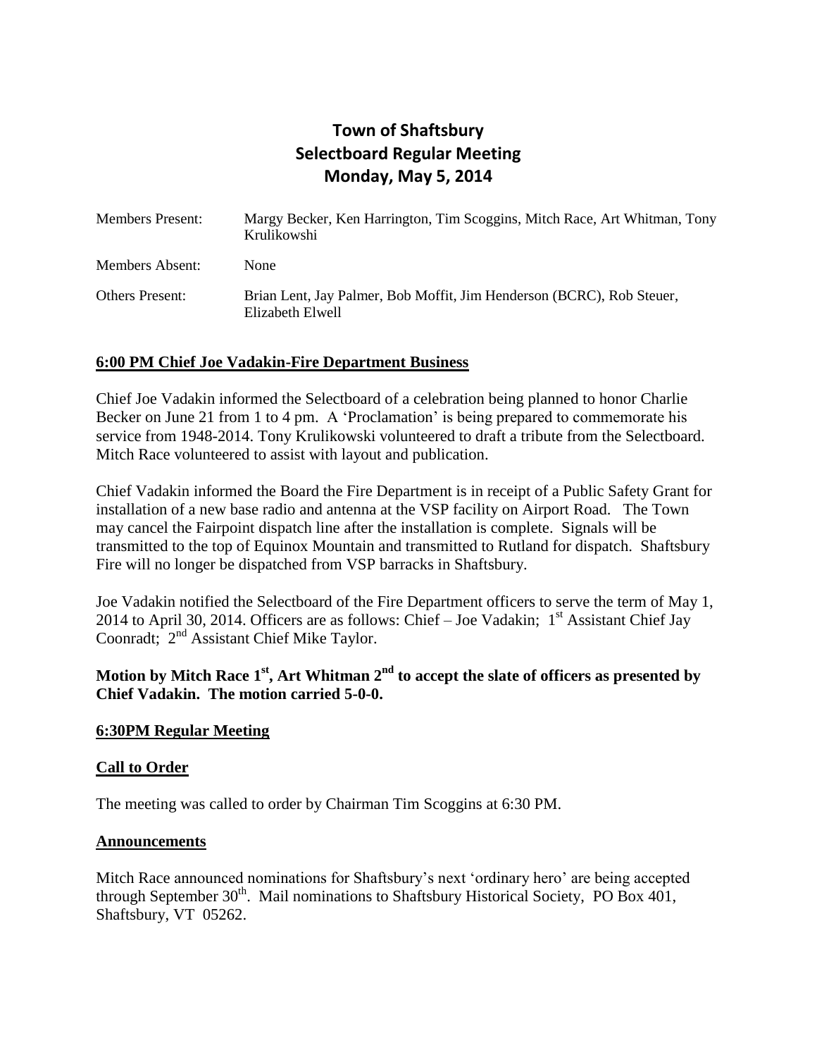# Town of Shaftsbury
# Selectboard Regular Meeting
# Monday, May 5, 2014

| | |
|---|---|
| Members Present: | Margy Becker, Ken Harrington, Tim Scoggins, Mitch Race, Art Whitman, Tony Krulikowshi |
| Members Absent: | None |
| Others Present: | Brian Lent, Jay Palmer, Bob Moffit, Jim Henderson (BCRC), Rob Steuer, Elizabeth Elwell |

## **6:00 PM Chief Joe Vadakin-Fire Department Business**

Chief Joe Vadakin informed the Selectboard of a celebration being planned to honor Charlie Becker on June 21 from 1 to 4 pm. A 'Proclamation' is being prepared to commemorate his service from 1948-2014. Tony Krulikowski volunteered to draft a tribute from the Selectboard. Mitch Race volunteered to assist with layout and publication.

Chief Vadakin informed the Board the Fire Department is in receipt of a Public Safety Grant for installation of a new base radio and antenna at the VSP facility on Airport Road. The Town may cancel the Fairpoint dispatch line after the installation is complete. Signals will be transmitted to the top of Equinox Mountain and transmitted to Rutland for dispatch. Shaftsbury Fire will no longer be dispatched from VSP barracks in Shaftsbury.

Joe Vadakin notified the Selectboard of the Fire Department officers to serve the term of May 1, 2014 to April 30, 2014. Officers are as follows: Chief – Joe Vadakin; 1st Assistant Chief Jay Coonradt; 2nd Assistant Chief Mike Taylor.

**Motion by Mitch Race 1st, Art Whitman 2nd to accept the slate of officers as presented by Chief Vadakin. The motion carried 5-0-0.**

## **6:30PM Regular Meeting**

## **Call to Order**

The meeting was called to order by Chairman Tim Scoggins at 6:30 PM.

## **Announcements**

Mitch Race announced nominations for Shaftsbury's next 'ordinary hero' are being accepted through September 30th. Mail nominations to Shaftsbury Historical Society, PO Box 401, Shaftsbury, VT 05262.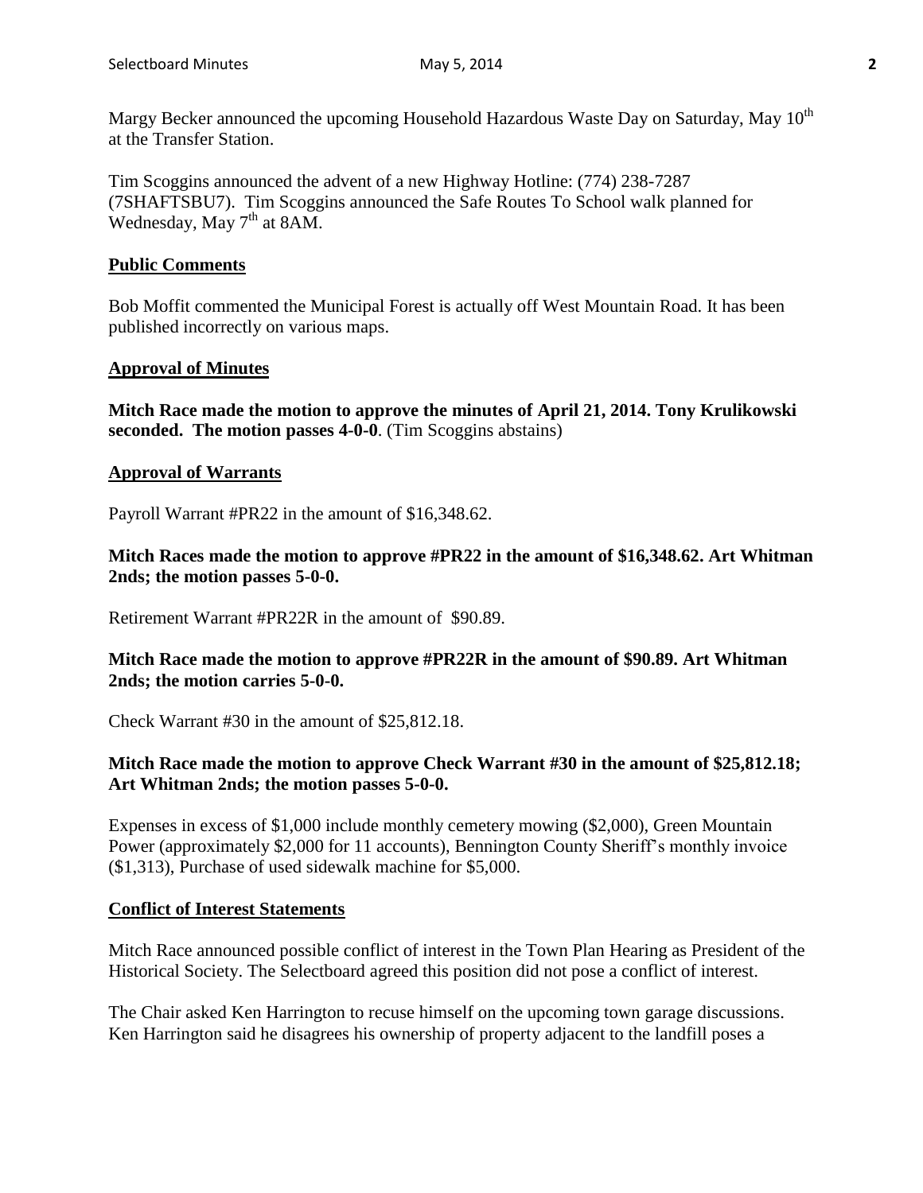Margy Becker announced the upcoming Household Hazardous Waste Day on Saturday, May 10th at the Transfer Station.

Tim Scoggins announced the advent of a new Highway Hotline: (774) 238-7287 (7SHAFTSBU7). Tim Scoggins announced the Safe Routes To School walk planned for Wednesday, May 7th at 8AM.

## Public Comments

Bob Moffit commented the Municipal Forest is actually off West Mountain Road. It has been published incorrectly on various maps.

## Approval of Minutes

**Mitch Race made the motion to approve the minutes of April 21, 2014. Tony Krulikowski seconded. The motion passes 4-0-0**. (Tim Scoggins abstains)

## Approval of Warrants

Payroll Warrant #PR22 in the amount of $16,348.62.

**Mitch Races made the motion to approve #PR22 in the amount of $16,348.62. Art Whitman 2nds; the motion passes 5-0-0.**

Retirement Warrant #PR22R in the amount of $90.89.

**Mitch Race made the motion to approve #PR22R in the amount of $90.89. Art Whitman 2nds; the motion carries 5-0-0.**

Check Warrant #30 in the amount of $25,812.18.

**Mitch Race made the motion to approve Check Warrant #30 in the amount of $25,812.18; Art Whitman 2nds; the motion passes 5-0-0.**

Expenses in excess of $1,000 include monthly cemetery mowing ($2,000), Green Mountain Power (approximately $2,000 for 11 accounts), Bennington County Sheriff's monthly invoice ($1,313), Purchase of used sidewalk machine for $5,000.

## Conflict of Interest Statements

Mitch Race announced possible conflict of interest in the Town Plan Hearing as President of the Historical Society. The Selectboard agreed this position did not pose a conflict of interest.

The Chair asked Ken Harrington to recuse himself on the upcoming town garage discussions. Ken Harrington said he disagrees his ownership of property adjacent to the landfill poses a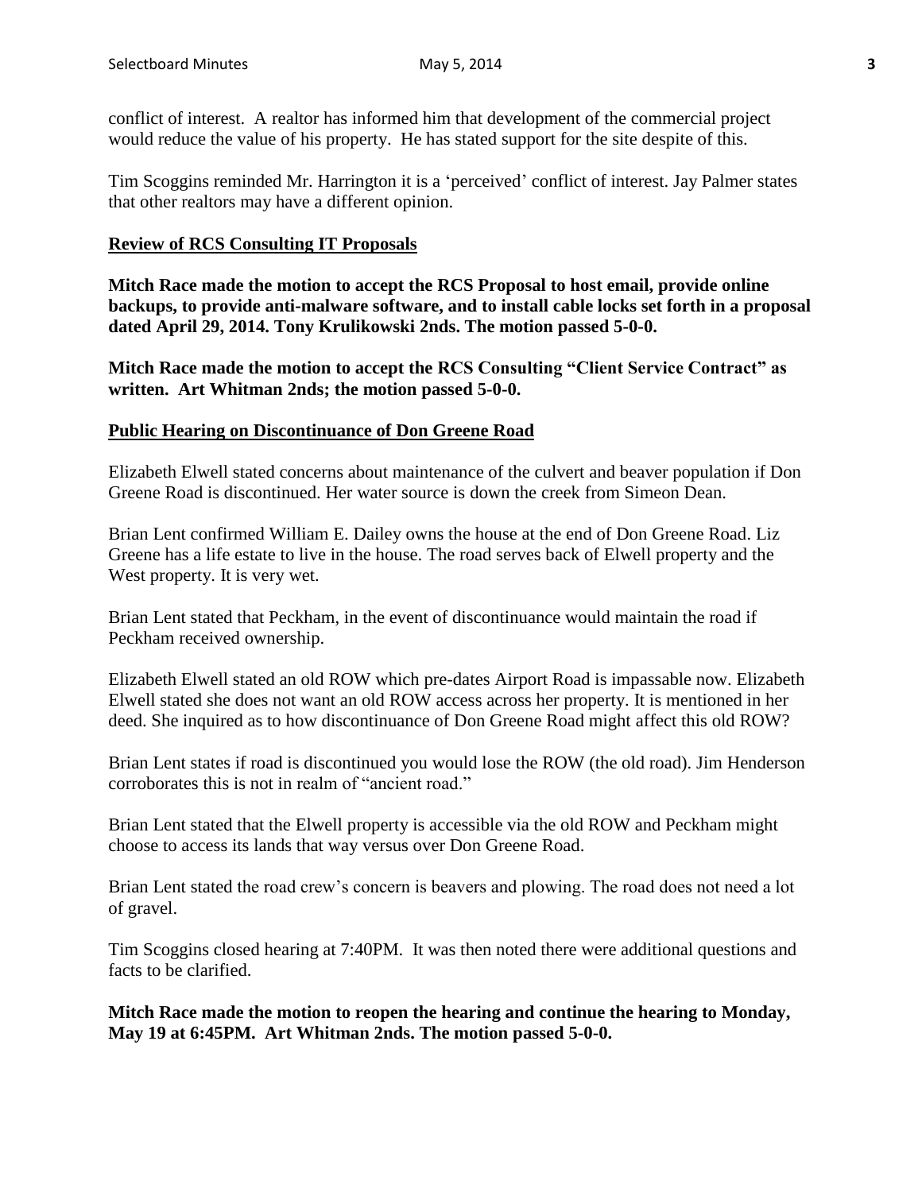conflict of interest. A realtor has informed him that development of the commercial project would reduce the value of his property. He has stated support for the site despite of this.

Tim Scoggins reminded Mr. Harrington it is a 'perceived' conflict of interest. Jay Palmer states that other realtors may have a different opinion.

**Review of RCS Consulting IT Proposals**

**Mitch Race made the motion to accept the RCS Proposal to host email, provide online backups, to provide anti-malware software, and to install cable locks set forth in a proposal dated April 29, 2014. Tony Krulikowski 2nds. The motion passed 5-0-0.**

**Mitch Race made the motion to accept the RCS Consulting "Client Service Contract" as written. Art Whitman 2nds; the motion passed 5-0-0.**

**Public Hearing on Discontinuance of Don Greene Road**

Elizabeth Elwell stated concerns about maintenance of the culvert and beaver population if Don Greene Road is discontinued. Her water source is down the creek from Simeon Dean.

Brian Lent confirmed William E. Dailey owns the house at the end of Don Greene Road. Liz Greene has a life estate to live in the house. The road serves back of Elwell property and the West property. It is very wet.

Brian Lent stated that Peckham, in the event of discontinuance would maintain the road if Peckham received ownership.

Elizabeth Elwell stated an old ROW which pre-dates Airport Road is impassable now. Elizabeth Elwell stated she does not want an old ROW access across her property. It is mentioned in her deed. She inquired as to how discontinuance of Don Greene Road might affect this old ROW?

Brian Lent states if road is discontinued you would lose the ROW (the old road). Jim Henderson corroborates this is not in realm of "ancient road."

Brian Lent stated that the Elwell property is accessible via the old ROW and Peckham might choose to access its lands that way versus over Don Greene Road.

Brian Lent stated the road crew's concern is beavers and plowing. The road does not need a lot of gravel.

Tim Scoggins closed hearing at 7:40PM. It was then noted there were additional questions and facts to be clarified.

**Mitch Race made the motion to reopen the hearing and continue the hearing to Monday, May 19 at 6:45PM. Art Whitman 2nds. The motion passed 5-0-0.**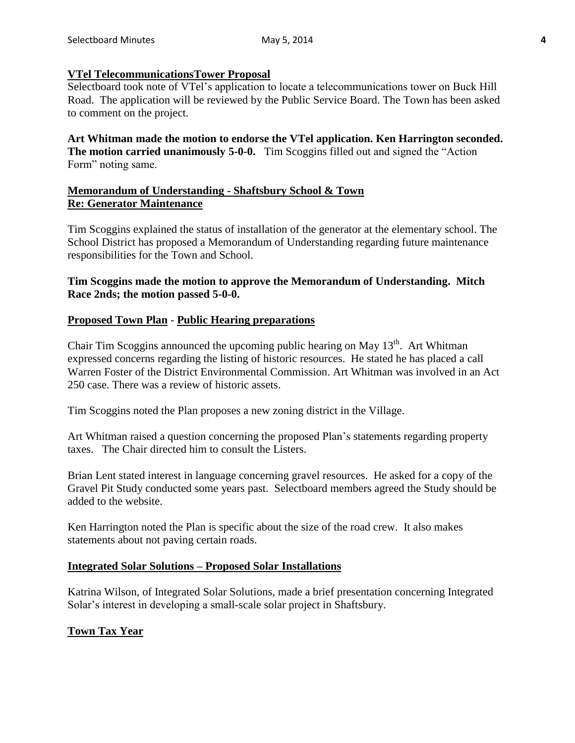**VTel TelecommunicationsTower Proposal**

Selectboard took note of VTel's application to locate a telecommunications tower on Buck Hill Road. The application will be reviewed by the Public Service Board. The Town has been asked to comment on the project.

**Art Whitman made the motion to endorse the VTel application. Ken Harrington seconded. The motion carried unanimously 5-0-0.** Tim Scoggins filled out and signed the "Action Form" noting same.

**Memorandum of Understanding - Shaftsbury School & Town**
**Re: Generator Maintenance**

Tim Scoggins explained the status of installation of the generator at the elementary school. The School District has proposed a Memorandum of Understanding regarding future maintenance responsibilities for the Town and School.

**Tim Scoggins made the motion to approve the Memorandum of Understanding. Mitch Race 2nds; the motion passed 5-0-0.**

**Proposed Town Plan - Public Hearing preparations**

Chair Tim Scoggins announced the upcoming public hearing on May 13th. Art Whitman expressed concerns regarding the listing of historic resources. He stated he has placed a call Warren Foster of the District Environmental Commission. Art Whitman was involved in an Act 250 case. There was a review of historic assets.

Tim Scoggins noted the Plan proposes a new zoning district in the Village.

Art Whitman raised a question concerning the proposed Plan's statements regarding property taxes. The Chair directed him to consult the Listers.

Brian Lent stated interest in language concerning gravel resources. He asked for a copy of the Gravel Pit Study conducted some years past. Selectboard members agreed the Study should be added to the website.

Ken Harrington noted the Plan is specific about the size of the road crew. It also makes statements about not paving certain roads.

**Integrated Solar Solutions – Proposed Solar Installations**

Katrina Wilson, of Integrated Solar Solutions, made a brief presentation concerning Integrated Solar's interest in developing a small-scale solar project in Shaftsbury.

**Town Tax Year**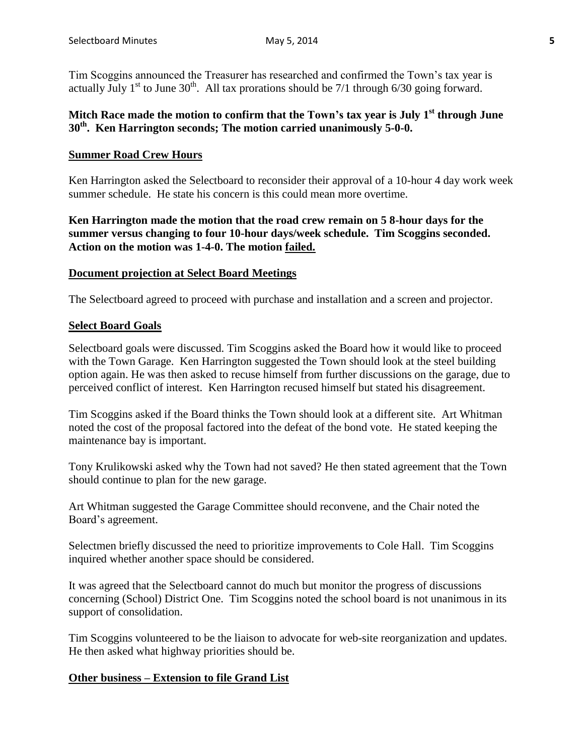Tim Scoggins announced the Treasurer has researched and confirmed the Town's tax year is actually July 1st to June 30th. All tax prorations should be 7/1 through 6/30 going forward.

**Mitch Race made the motion to confirm that the Town's tax year is July 1st through June 30th. Ken Harrington seconds; The motion carried unanimously 5-0-0.**

### Summer Road Crew Hours

Ken Harrington asked the Selectboard to reconsider their approval of a 10-hour 4 day work week summer schedule. He state his concern is this could mean more overtime.

**Ken Harrington made the motion that the road crew remain on 5 8-hour days for the summer versus changing to four 10-hour days/week schedule. Tim Scoggins seconded. Action on the motion was 1-4-0. The motion failed.**

### Document projection at Select Board Meetings

The Selectboard agreed to proceed with purchase and installation and a screen and projector.

### Select Board Goals

Selectboard goals were discussed. Tim Scoggins asked the Board how it would like to proceed with the Town Garage. Ken Harrington suggested the Town should look at the steel building option again. He was then asked to recuse himself from further discussions on the garage, due to perceived conflict of interest. Ken Harrington recused himself but stated his disagreement.

Tim Scoggins asked if the Board thinks the Town should look at a different site. Art Whitman noted the cost of the proposal factored into the defeat of the bond vote. He stated keeping the maintenance bay is important.

Tony Krulikowski asked why the Town had not saved? He then stated agreement that the Town should continue to plan for the new garage.

Art Whitman suggested the Garage Committee should reconvene, and the Chair noted the Board's agreement.

Selectmen briefly discussed the need to prioritize improvements to Cole Hall. Tim Scoggins inquired whether another space should be considered.

It was agreed that the Selectboard cannot do much but monitor the progress of discussions concerning (School) District One. Tim Scoggins noted the school board is not unanimous in its support of consolidation.

Tim Scoggins volunteered to be the liaison to advocate for web-site reorganization and updates. He then asked what highway priorities should be.

### Other business – Extension to file Grand List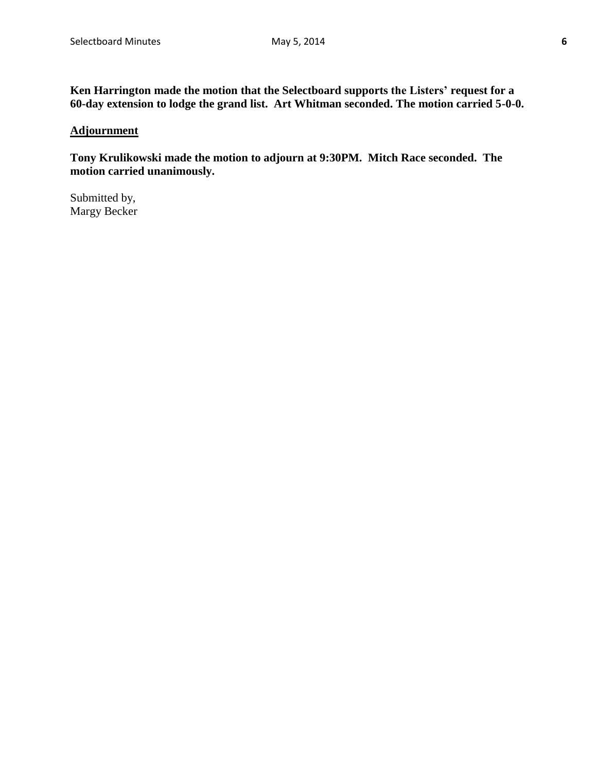**Ken Harrington made the motion that the Selectboard supports the Listers' request for a 60-day extension to lodge the grand list. Art Whitman seconded. The motion carried 5-0-0.**

**Adjournment**

**Tony Krulikowski made the motion to adjourn at 9:30PM. Mitch Race seconded. The motion carried unanimously.**

Submitted by,
Margy Becker